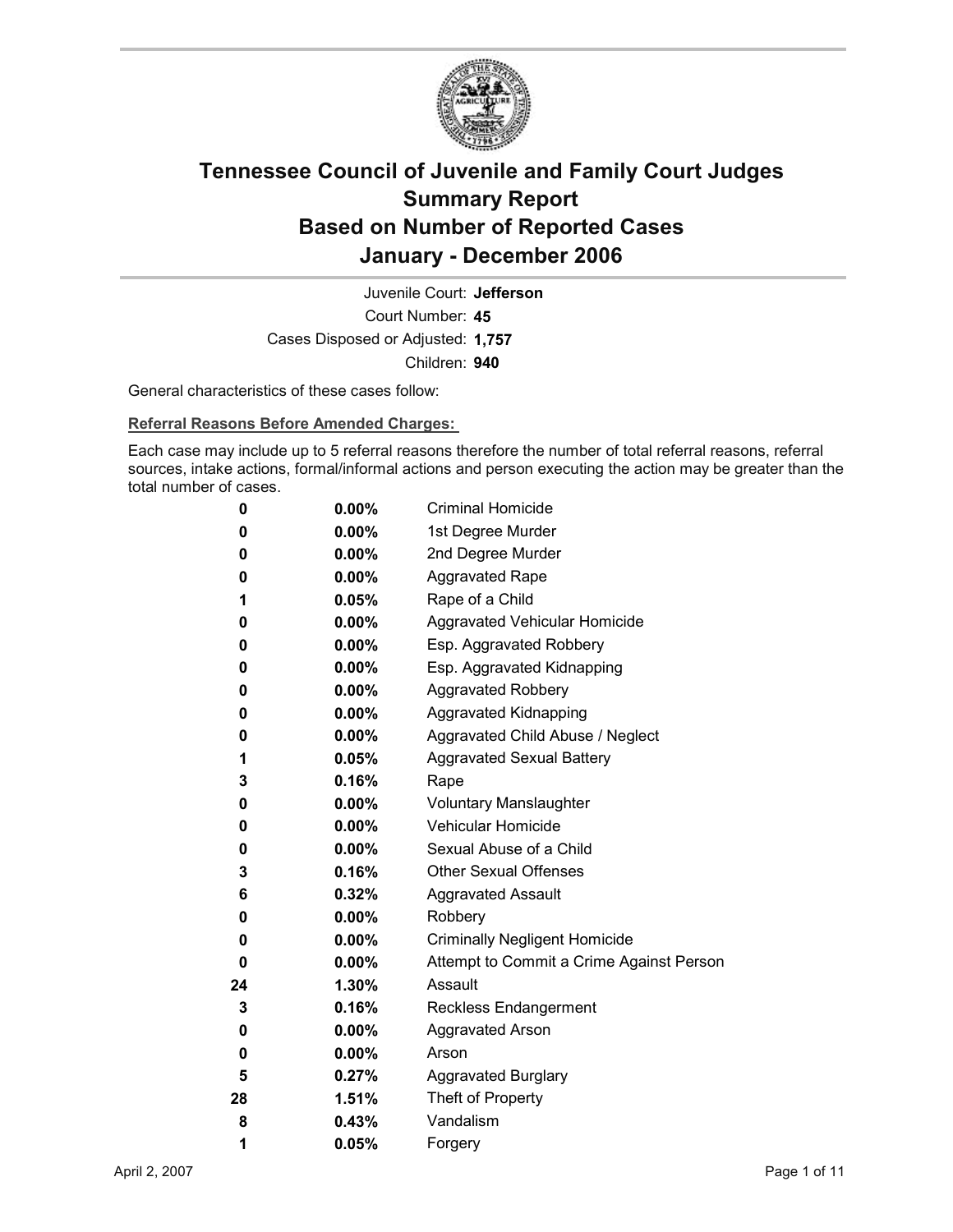# Tennessee Council of Juvenile and Family Court Judges
# Summary Report
# Based on Number of Reported Cases
# January - December 2006

Juvenile Court: **Jefferson**
Court Number: **45**
Cases Disposed or Adjusted: **1,757**
Children: **940**

General characteristics of these cases follow:

**Referral Reasons Before Amended Charges:**

Each case may include up to 5 referral reasons therefore the number of total referral reasons, referral sources, intake actions, formal/informal actions and person executing the action may be greater than the total number of cases.

| | | |
|---|---|---|
| 0 | 0.00% | Criminal Homicide |
| 0 | 0.00% | 1st Degree Murder |
| 0 | 0.00% | 2nd Degree Murder |
| 0 | 0.00% | Aggravated Rape |
| 1 | 0.05% | Rape of a Child |
| 0 | 0.00% | Aggravated Vehicular Homicide |
| 0 | 0.00% | Esp. Aggravated Robbery |
| 0 | 0.00% | Esp. Aggravated Kidnapping |
| 0 | 0.00% | Aggravated Robbery |
| 0 | 0.00% | Aggravated Kidnapping |
| 0 | 0.00% | Aggravated Child Abuse / Neglect |
| 1 | 0.05% | Aggravated Sexual Battery |
| 3 | 0.16% | Rape |
| 0 | 0.00% | Voluntary Manslaughter |
| 0 | 0.00% | Vehicular Homicide |
| 0 | 0.00% | Sexual Abuse of a Child |
| 3 | 0.16% | Other Sexual Offenses |
| 6 | 0.32% | Aggravated Assault |
| 0 | 0.00% | Robbery |
| 0 | 0.00% | Criminally Negligent Homicide |
| 0 | 0.00% | Attempt to Commit a Crime Against Person |
| 24 | 1.30% | Assault |
| 3 | 0.16% | Reckless Endangerment |
| 0 | 0.00% | Aggravated Arson |
| 0 | 0.00% | Arson |
| 5 | 0.27% | Aggravated Burglary |
| 28 | 1.51% | Theft of Property |
| 8 | 0.43% | Vandalism |
| 1 | 0.05% | Forgery |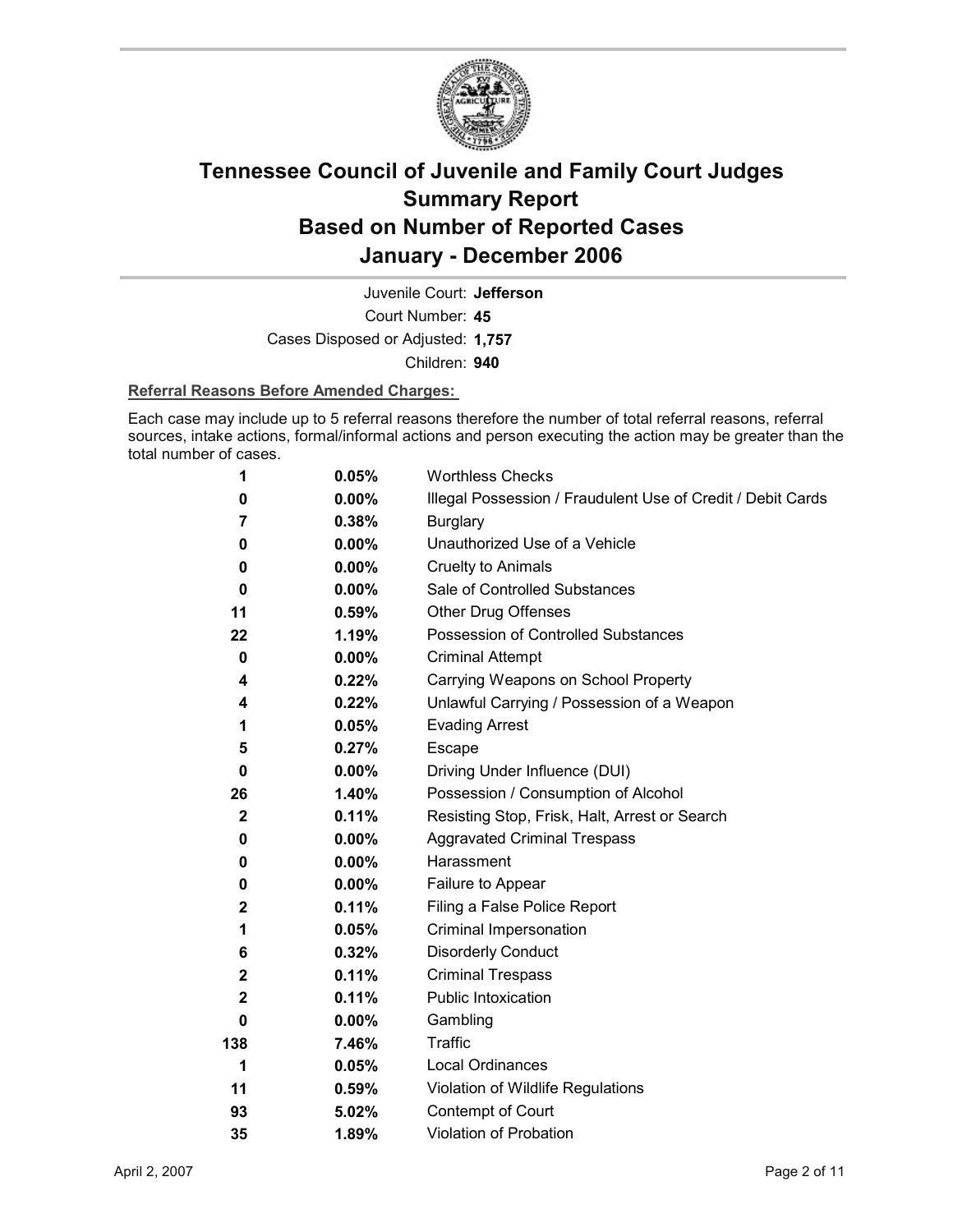# Tennessee Council of Juvenile and Family Court Judges
## Summary Report
## Based on Number of Reported Cases
## January - December 2006

Juvenile Court: **Jefferson**
Court Number: **45**
Cases Disposed or Adjusted: **1,757**
Children: **940**

**Referral Reasons Before Amended Charges:**

Each case may include up to 5 referral reasons therefore the number of total referral reasons, referral sources, intake actions, formal/informal actions and person executing the action may be greater than the total number of cases.

| | | |
|---|---|---|
| 1 | 0.05% | Worthless Checks |
| 0 | 0.00% | Illegal Possession / Fraudulent Use of Credit / Debit Cards |
| 7 | 0.38% | Burglary |
| 0 | 0.00% | Unauthorized Use of a Vehicle |
| 0 | 0.00% | Cruelty to Animals |
| 0 | 0.00% | Sale of Controlled Substances |
| 11 | 0.59% | Other Drug Offenses |
| 22 | 1.19% | Possession of Controlled Substances |
| 0 | 0.00% | Criminal Attempt |
| 4 | 0.22% | Carrying Weapons on School Property |
| 4 | 0.22% | Unlawful Carrying / Possession of a Weapon |
| 1 | 0.05% | Evading Arrest |
| 5 | 0.27% | Escape |
| 0 | 0.00% | Driving Under Influence (DUI) |
| 26 | 1.40% | Possession / Consumption of Alcohol |
| 2 | 0.11% | Resisting Stop, Frisk, Halt, Arrest or Search |
| 0 | 0.00% | Aggravated Criminal Trespass |
| 0 | 0.00% | Harassment |
| 0 | 0.00% | Failure to Appear |
| 2 | 0.11% | Filing a False Police Report |
| 1 | 0.05% | Criminal Impersonation |
| 6 | 0.32% | Disorderly Conduct |
| 2 | 0.11% | Criminal Trespass |
| 2 | 0.11% | Public Intoxication |
| 0 | 0.00% | Gambling |
| 138 | 7.46% | Traffic |
| 1 | 0.05% | Local Ordinances |
| 11 | 0.59% | Violation of Wildlife Regulations |
| 93 | 5.02% | Contempt of Court |
| 35 | 1.89% | Violation of Probation |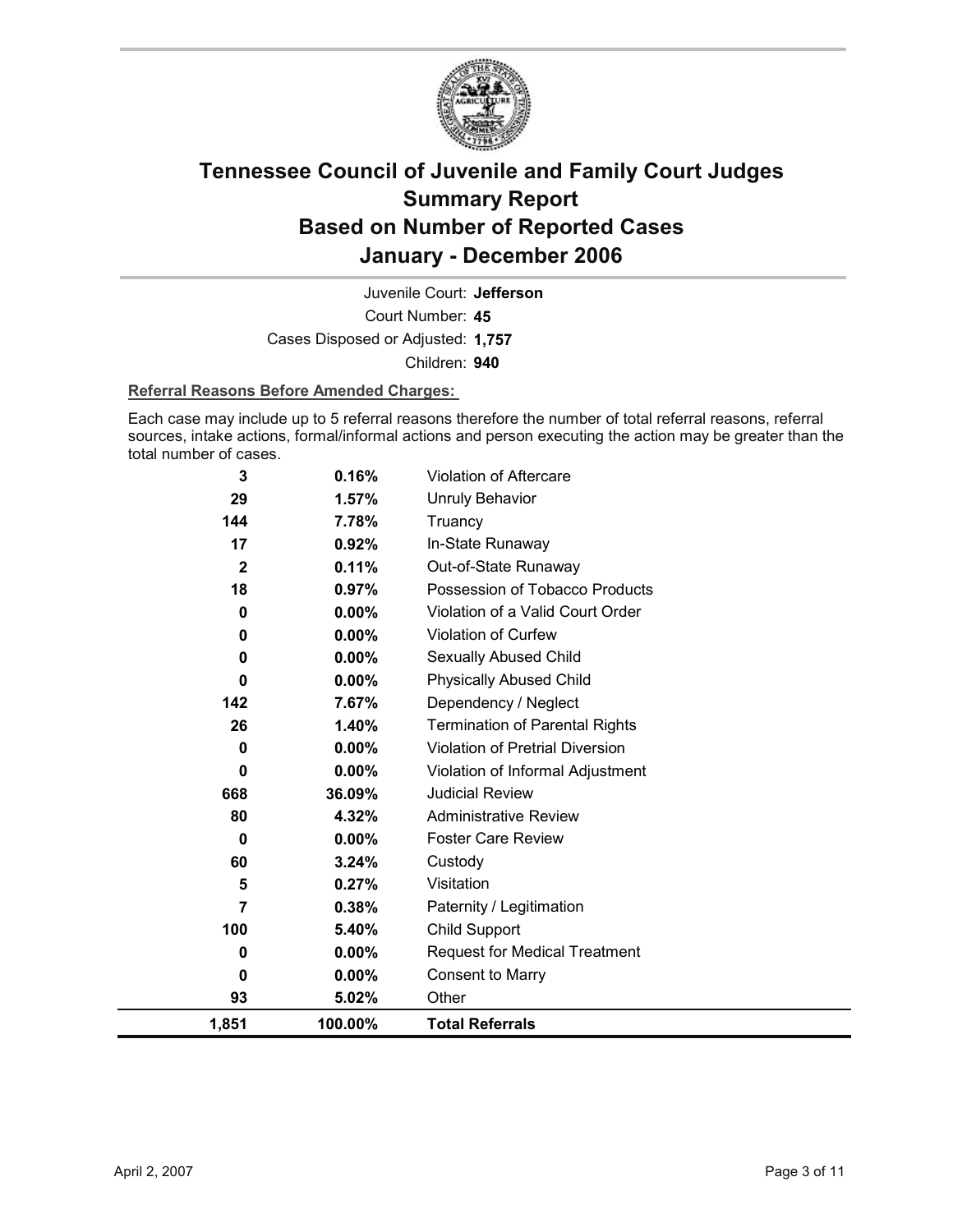# Tennessee Council of Juvenile and Family Court Judges Summary Report Based on Number of Reported Cases January - December 2006

Juvenile Court: **Jefferson**

Court Number: **45**

Cases Disposed or Adjusted: **1,757**

Children: **940**

**Referral Reasons Before Amended Charges:**

Each case may include up to 5 referral reasons therefore the number of total referral reasons, referral sources, intake actions, formal/informal actions and person executing the action may be greater than the total number of cases.

| Count | Percent | Referral Reason |
|---|---|---|
| 3 | 0.16% | Violation of Aftercare |
| 29 | 1.57% | Unruly Behavior |
| 144 | 7.78% | Truancy |
| 17 | 0.92% | In-State Runaway |
| 2 | 0.11% | Out-of-State Runaway |
| 18 | 0.97% | Possession of Tobacco Products |
| 0 | 0.00% | Violation of a Valid Court Order |
| 0 | 0.00% | Violation of Curfew |
| 0 | 0.00% | Sexually Abused Child |
| 0 | 0.00% | Physically Abused Child |
| 142 | 7.67% | Dependency / Neglect |
| 26 | 1.40% | Termination of Parental Rights |
| 0 | 0.00% | Violation of Pretrial Diversion |
| 0 | 0.00% | Violation of Informal Adjustment |
| 668 | 36.09% | Judicial Review |
| 80 | 4.32% | Administrative Review |
| 0 | 0.00% | Foster Care Review |
| 60 | 3.24% | Custody |
| 5 | 0.27% | Visitation |
| 7 | 0.38% | Paternity / Legitimation |
| 100 | 5.40% | Child Support |
| 0 | 0.00% | Request for Medical Treatment |
| 0 | 0.00% | Consent to Marry |
| 93 | 5.02% | Other |
| **1,851** | **100.00%** | **Total Referrals** |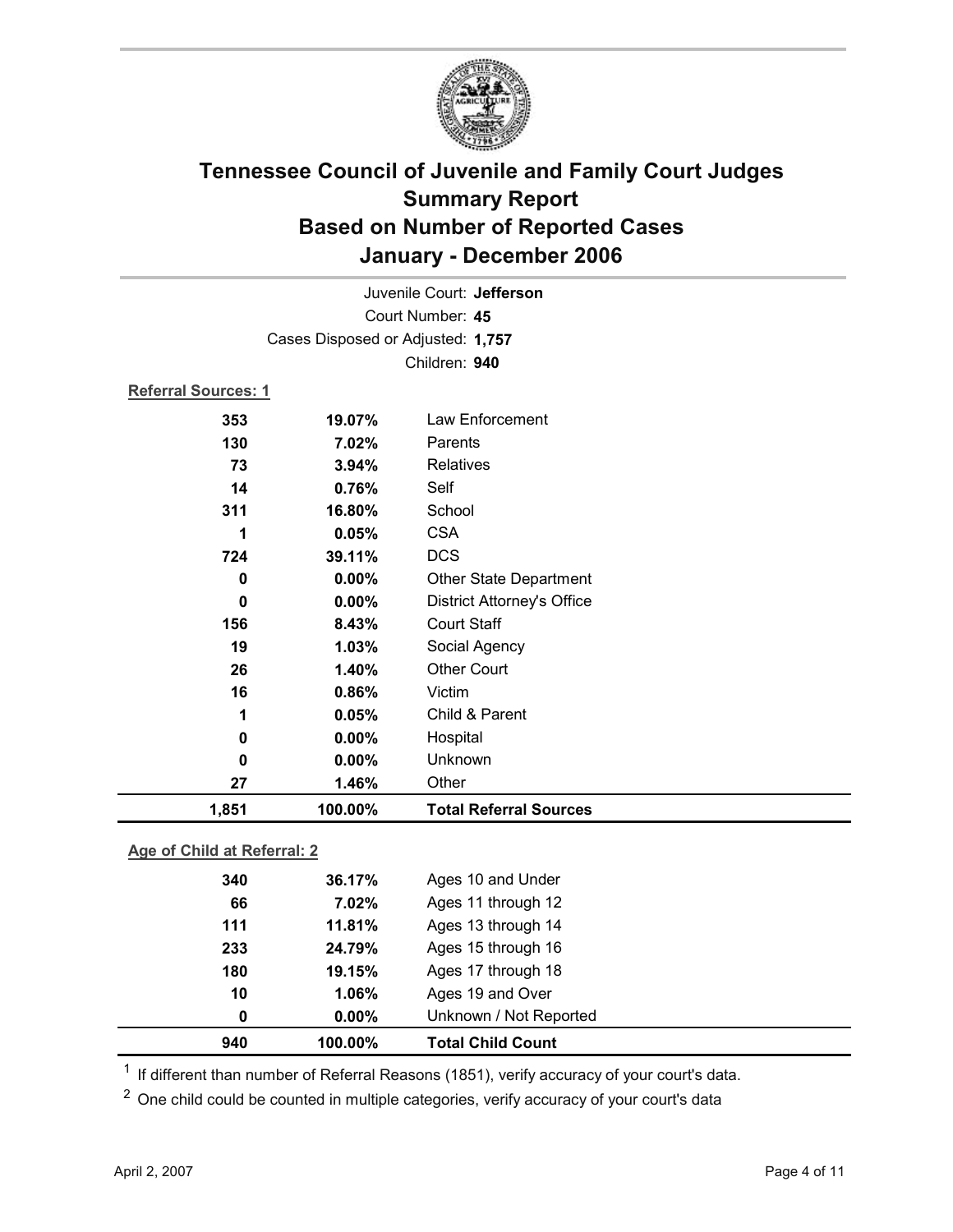# Tennessee Council of Juvenile and Family Court Judges
## Summary Report
## Based on Number of Reported Cases
## January - December 2006

Juvenile Court: **Jefferson**
Court Number: **45**
Cases Disposed or Adjusted: **1,757**
Children: **940**

**Referral Sources: 1**

| Count | Percent | Source |
|---|---|---|
| 353 | 19.07% | Law Enforcement |
| 130 | 7.02% | Parents |
| 73 | 3.94% | Relatives |
| 14 | 0.76% | Self |
| 311 | 16.80% | School |
| 1 | 0.05% | CSA |
| 724 | 39.11% | DCS |
| 0 | 0.00% | Other State Department |
| 0 | 0.00% | District Attorney's Office |
| 156 | 8.43% | Court Staff |
| 19 | 1.03% | Social Agency |
| 26 | 1.40% | Other Court |
| 16 | 0.86% | Victim |
| 1 | 0.05% | Child & Parent |
| 0 | 0.00% | Hospital |
| 0 | 0.00% | Unknown |
| 27 | 1.46% | Other |
| **1,851** | **100.00%** | **Total Referral Sources** |

**Age of Child at Referral: 2**

| Count | Percent | Age |
|---|---|---|
| 340 | 36.17% | Ages 10 and Under |
| 66 | 7.02% | Ages 11 through 12 |
| 111 | 11.81% | Ages 13 through 14 |
| 233 | 24.79% | Ages 15 through 16 |
| 180 | 19.15% | Ages 17 through 18 |
| 10 | 1.06% | Ages 19 and Over |
| 0 | 0.00% | Unknown / Not Reported |
| **940** | **100.00%** | **Total Child Count** |

[1] If different than number of Referral Reasons (1851), verify accuracy of your court's data.

[2] One child could be counted in multiple categories, verify accuracy of your court's data

April 2, 2007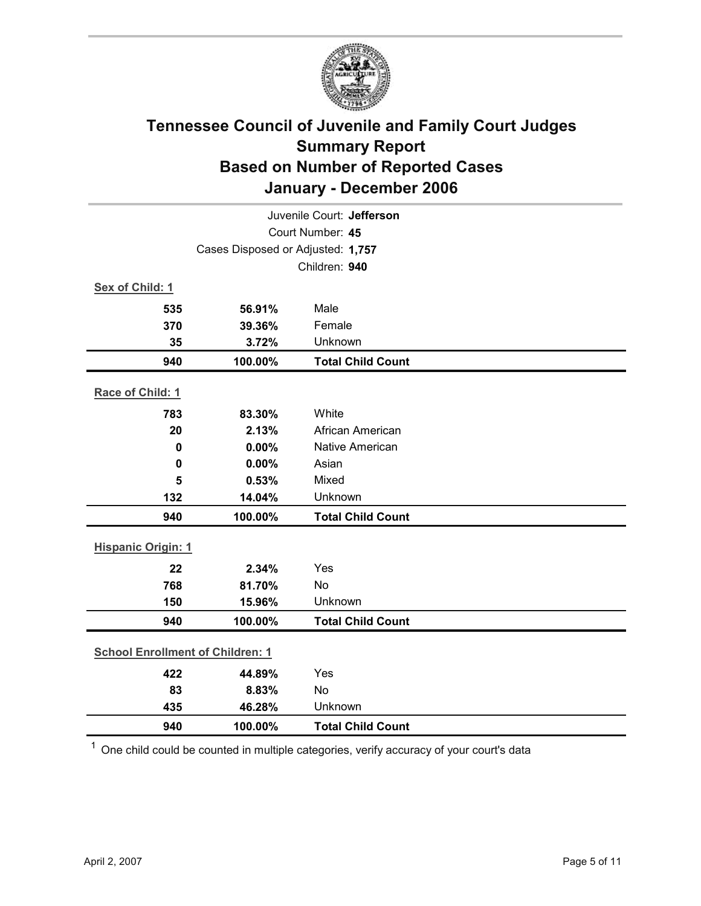# Tennessee Council of Juvenile and Family Court Judges
## Summary Report
## Based on Number of Reported Cases
## January - December 2006

Juvenile Court: **Jefferson**
Court Number: **45**
Cases Disposed or Adjusted: **1,757**
Children: **940**

**Sex of Child: 1**

| | | |
|---|---|---|
| 535 | 56.91% | Male |
| 370 | 39.36% | Female |
| 35 | 3.72% | Unknown |
| **940** | **100.00%** | **Total Child Count** |

**Race of Child: 1**

| | | |
|---|---|---|
| 783 | 83.30% | White |
| 20 | 2.13% | African American |
| 0 | 0.00% | Native American |
| 0 | 0.00% | Asian |
| 5 | 0.53% | Mixed |
| 132 | 14.04% | Unknown |
| **940** | **100.00%** | **Total Child Count** |

**Hispanic Origin: 1**

| | | |
|---|---|---|
| 22 | 2.34% | Yes |
| 768 | 81.70% | No |
| 150 | 15.96% | Unknown |
| **940** | **100.00%** | **Total Child Count** |

**School Enrollment of Children: 1**

| | | |
|---|---|---|
| 422 | 44.89% | Yes |
| 83 | 8.83% | No |
| 435 | 46.28% | Unknown |
| **940** | **100.00%** | **Total Child Count** |

[1] One child could be counted in multiple categories, verify accuracy of your court's data

April 2, 2007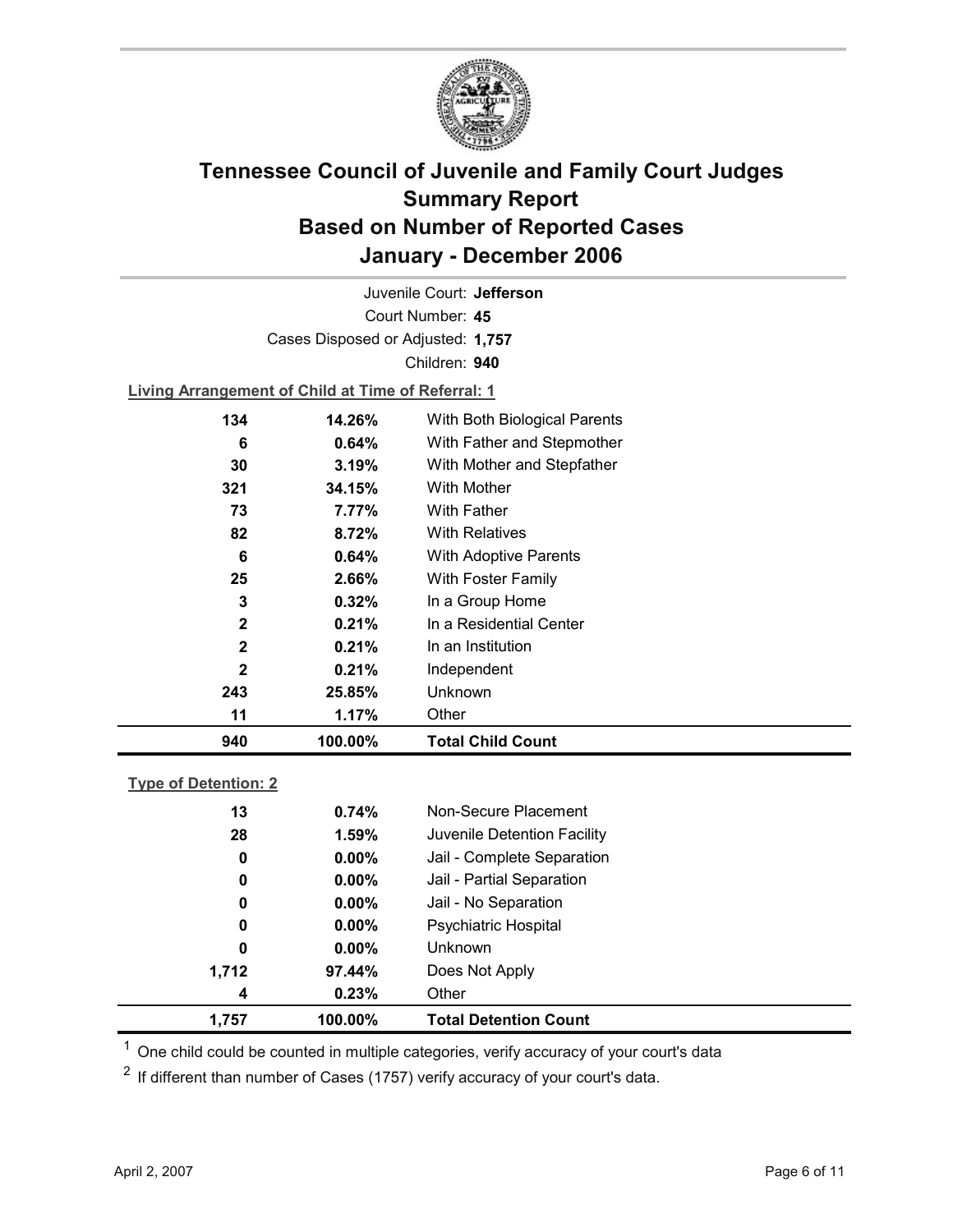# Tennessee Council of Juvenile and Family Court Judges
## Summary Report
## Based on Number of Reported Cases
## January - December 2006

Juvenile Court: **Jefferson**
Court Number: **45**
Cases Disposed or Adjusted: **1,757**
Children: **940**

**Living Arrangement of Child at Time of Referral: 1**

| | | |
|---|---|---|
| 134 | 14.26% | With Both Biological Parents |
| 6 | 0.64% | With Father and Stepmother |
| 30 | 3.19% | With Mother and Stepfather |
| 321 | 34.15% | With Mother |
| 73 | 7.77% | With Father |
| 82 | 8.72% | With Relatives |
| 6 | 0.64% | With Adoptive Parents |
| 25 | 2.66% | With Foster Family |
| 3 | 0.32% | In a Group Home |
| 2 | 0.21% | In a Residential Center |
| 2 | 0.21% | In an Institution |
| 2 | 0.21% | Independent |
| 243 | 25.85% | Unknown |
| 11 | 1.17% | Other |
| **940** | **100.00%** | **Total Child Count** |

**Type of Detention: 2**

| | | |
|---|---|---|
| 13 | 0.74% | Non-Secure Placement |
| 28 | 1.59% | Juvenile Detention Facility |
| 0 | 0.00% | Jail - Complete Separation |
| 0 | 0.00% | Jail - Partial Separation |
| 0 | 0.00% | Jail - No Separation |
| 0 | 0.00% | Psychiatric Hospital |
| 0 | 0.00% | Unknown |
| 1,712 | 97.44% | Does Not Apply |
| 4 | 0.23% | Other |
| **1,757** | **100.00%** | **Total Detention Count** |

[1] One child could be counted in multiple categories, verify accuracy of your court's data

[2] If different than number of Cases (1757) verify accuracy of your court's data.

April 2, 2007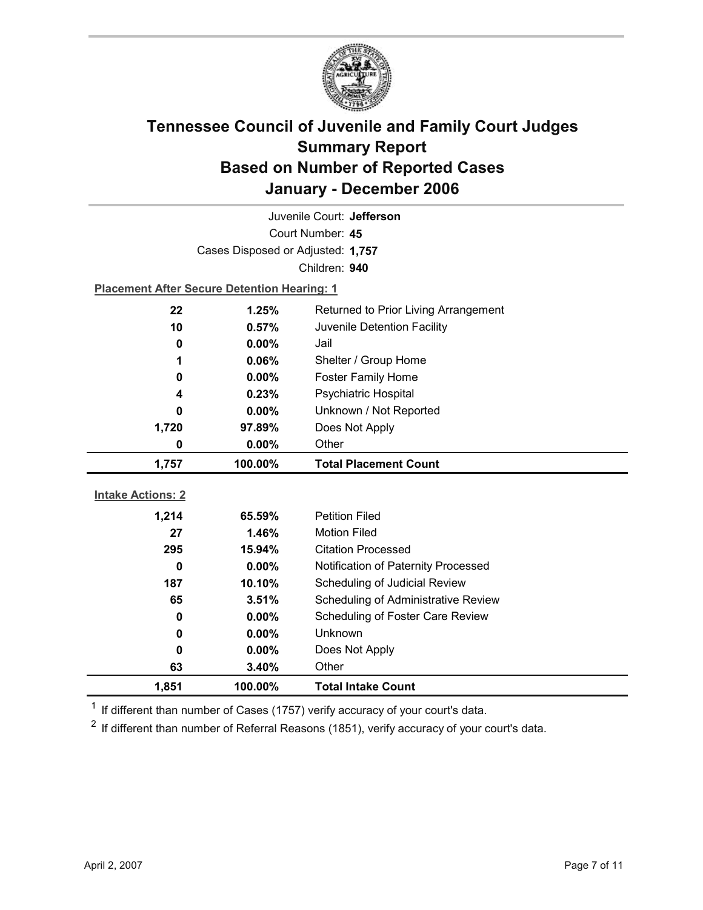# Tennessee Council of Juvenile and Family Court Judges
## Summary Report
## Based on Number of Reported Cases
## January - December 2006

Juvenile Court: **Jefferson**

Court Number: **45**

Cases Disposed or Adjusted: **1,757**

Children: **940**

**Placement After Secure Detention Hearing: 1**

| | | |
|---|---|---|
| 22 | 1.25% | Returned to Prior Living Arrangement |
| 10 | 0.57% | Juvenile Detention Facility |
| 0 | 0.00% | Jail |
| 1 | 0.06% | Shelter / Group Home |
| 0 | 0.00% | Foster Family Home |
| 4 | 0.23% | Psychiatric Hospital |
| 0 | 0.00% | Unknown / Not Reported |
| 1,720 | 97.89% | Does Not Apply |
| 0 | 0.00% | Other |
| **1,757** | **100.00%** | **Total Placement Count** |

**Intake Actions: 2**

| | | |
|---|---|---|
| 1,214 | 65.59% | Petition Filed |
| 27 | 1.46% | Motion Filed |
| 295 | 15.94% | Citation Processed |
| 0 | 0.00% | Notification of Paternity Processed |
| 187 | 10.10% | Scheduling of Judicial Review |
| 65 | 3.51% | Scheduling of Administrative Review |
| 0 | 0.00% | Scheduling of Foster Care Review |
| 0 | 0.00% | Unknown |
| 0 | 0.00% | Does Not Apply |
| 63 | 3.40% | Other |
| **1,851** | **100.00%** | **Total Intake Count** |

[1] If different than number of Cases (1757) verify accuracy of your court's data.

[2] If different than number of Referral Reasons (1851), verify accuracy of your court's data.

April 2, 2007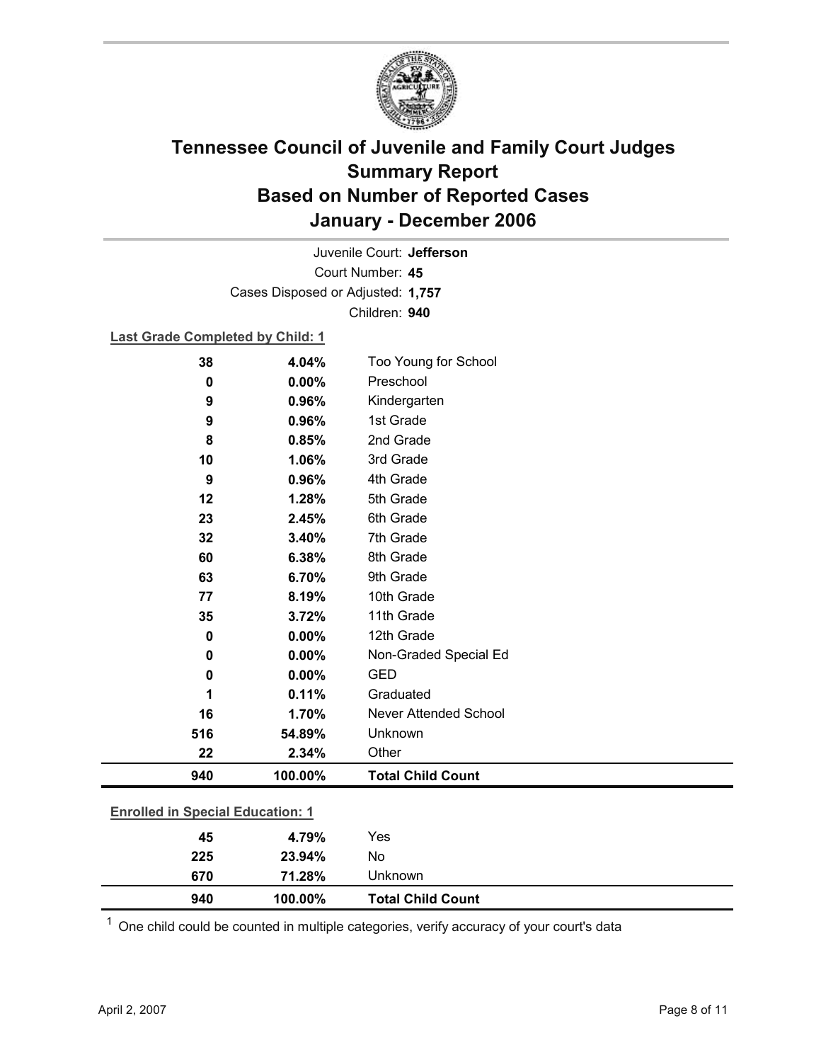# Tennessee Council of Juvenile and Family Court Judges
## Summary Report
## Based on Number of Reported Cases
## January - December 2006

Juvenile Court: **Jefferson**

Court Number: **45**

Cases Disposed or Adjusted: **1,757**

Children: **940**

**Last Grade Completed by Child: 1**

| Count | Percent | Category |
|---|---|---|
| 38 | 4.04% | Too Young for School |
| 0 | 0.00% | Preschool |
| 9 | 0.96% | Kindergarten |
| 9 | 0.96% | 1st Grade |
| 8 | 0.85% | 2nd Grade |
| 10 | 1.06% | 3rd Grade |
| 9 | 0.96% | 4th Grade |
| 12 | 1.28% | 5th Grade |
| 23 | 2.45% | 6th Grade |
| 32 | 3.40% | 7th Grade |
| 60 | 6.38% | 8th Grade |
| 63 | 6.70% | 9th Grade |
| 77 | 8.19% | 10th Grade |
| 35 | 3.72% | 11th Grade |
| 0 | 0.00% | 12th Grade |
| 0 | 0.00% | Non-Graded Special Ed |
| 0 | 0.00% | GED |
| 1 | 0.11% | Graduated |
| 16 | 1.70% | Never Attended School |
| 516 | 54.89% | Unknown |
| 22 | 2.34% | Other |
| **940** | **100.00%** | **Total Child Count** |

**Enrolled in Special Education: 1**

| Count | Percent | Category |
|---|---|---|
| 45 | 4.79% | Yes |
| 225 | 23.94% | No |
| 670 | 71.28% | Unknown |
| **940** | **100.00%** | **Total Child Count** |

[1] One child could be counted in multiple categories, verify accuracy of your court's data

April 2, 2007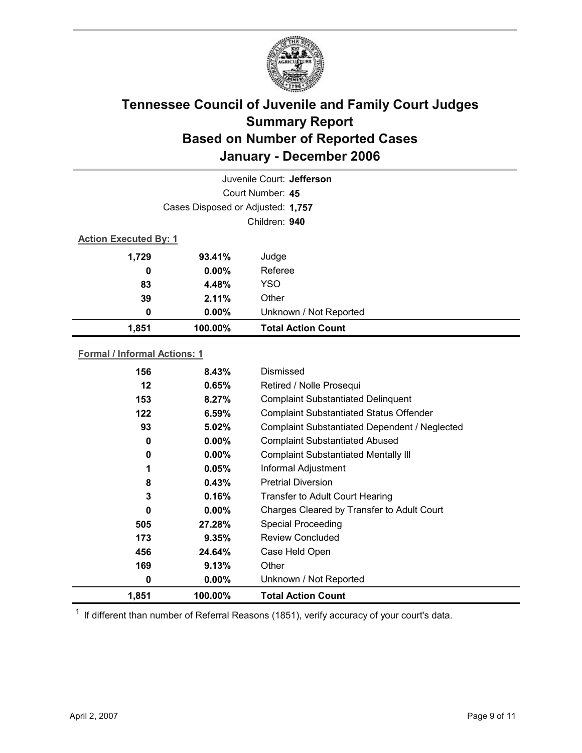# Tennessee Council of Juvenile and Family Court Judges Summary Report Based on Number of Reported Cases January - December 2006

Juvenile Court: **Jefferson**

Court Number: **45**

Cases Disposed or Adjusted: **1,757**

Children: **940**

**Action Executed By: 1**

| | | |
|---|---|---|
| 1,729 | 93.41% | Judge |
| 0 | 0.00% | Referee |
| 83 | 4.48% | YSO |
| 39 | 2.11% | Other |
| 0 | 0.00% | Unknown / Not Reported |
| **1,851** | **100.00%** | **Total Action Count** |

**Formal / Informal Actions: 1**

| | | |
|---|---|---|
| 156 | 8.43% | Dismissed |
| 12 | 0.65% | Retired / Nolle Prosequi |
| 153 | 8.27% | Complaint Substantiated Delinquent |
| 122 | 6.59% | Complaint Substantiated Status Offender |
| 93 | 5.02% | Complaint Substantiated Dependent / Neglected |
| 0 | 0.00% | Complaint Substantiated Abused |
| 0 | 0.00% | Complaint Substantiated Mentally Ill |
| 1 | 0.05% | Informal Adjustment |
| 8 | 0.43% | Pretrial Diversion |
| 3 | 0.16% | Transfer to Adult Court Hearing |
| 0 | 0.00% | Charges Cleared by Transfer to Adult Court |
| 505 | 27.28% | Special Proceeding |
| 173 | 9.35% | Review Concluded |
| 456 | 24.64% | Case Held Open |
| 169 | 9.13% | Other |
| 0 | 0.00% | Unknown / Not Reported |
| **1,851** | **100.00%** | **Total Action Count** |

[1] If different than number of Referral Reasons (1851), verify accuracy of your court's data.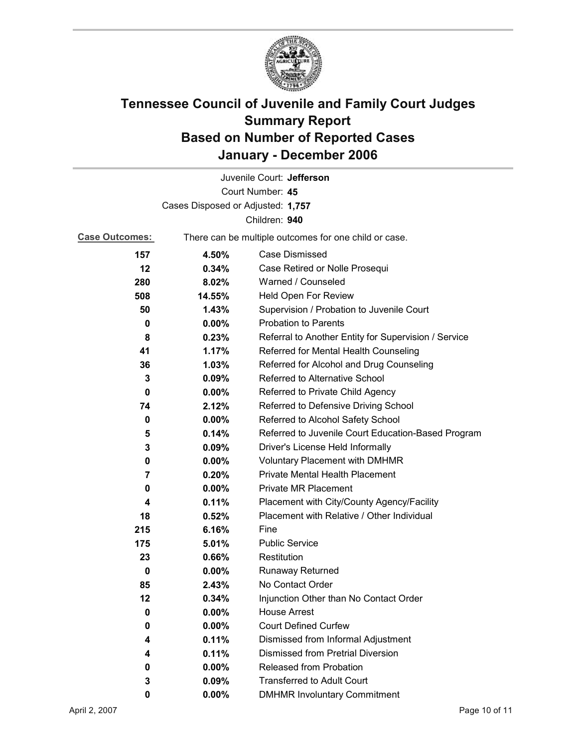# Tennessee Council of Juvenile and Family Court Judges
## Summary Report
## Based on Number of Reported Cases
## January - December 2006

Juvenile Court: **Jefferson**

Court Number: **45**

Cases Disposed or Adjusted: **1,757**

Children: **940**

**Case Outcomes:** There can be multiple outcomes for one child or case.

| Count | Percent | Outcome |
|---|---|---|
| 157 | 4.50% | Case Dismissed |
| 12 | 0.34% | Case Retired or Nolle Prosequi |
| 280 | 8.02% | Warned / Counseled |
| 508 | 14.55% | Held Open For Review |
| 50 | 1.43% | Supervision / Probation to Juvenile Court |
| 0 | 0.00% | Probation to Parents |
| 8 | 0.23% | Referral to Another Entity for Supervision / Service |
| 41 | 1.17% | Referred for Mental Health Counseling |
| 36 | 1.03% | Referred for Alcohol and Drug Counseling |
| 3 | 0.09% | Referred to Alternative School |
| 0 | 0.00% | Referred to Private Child Agency |
| 74 | 2.12% | Referred to Defensive Driving School |
| 0 | 0.00% | Referred to Alcohol Safety School |
| 5 | 0.14% | Referred to Juvenile Court Education-Based Program |
| 3 | 0.09% | Driver's License Held Informally |
| 0 | 0.00% | Voluntary Placement with DMHMR |
| 7 | 0.20% | Private Mental Health Placement |
| 0 | 0.00% | Private MR Placement |
| 4 | 0.11% | Placement with City/County Agency/Facility |
| 18 | 0.52% | Placement with Relative / Other Individual |
| 215 | 6.16% | Fine |
| 175 | 5.01% | Public Service |
| 23 | 0.66% | Restitution |
| 0 | 0.00% | Runaway Returned |
| 85 | 2.43% | No Contact Order |
| 12 | 0.34% | Injunction Other than No Contact Order |
| 0 | 0.00% | House Arrest |
| 0 | 0.00% | Court Defined Curfew |
| 4 | 0.11% | Dismissed from Informal Adjustment |
| 4 | 0.11% | Dismissed from Pretrial Diversion |
| 0 | 0.00% | Released from Probation |
| 3 | 0.09% | Transferred to Adult Court |
| 0 | 0.00% | DMHMR Involuntary Commitment |

April 2, 2007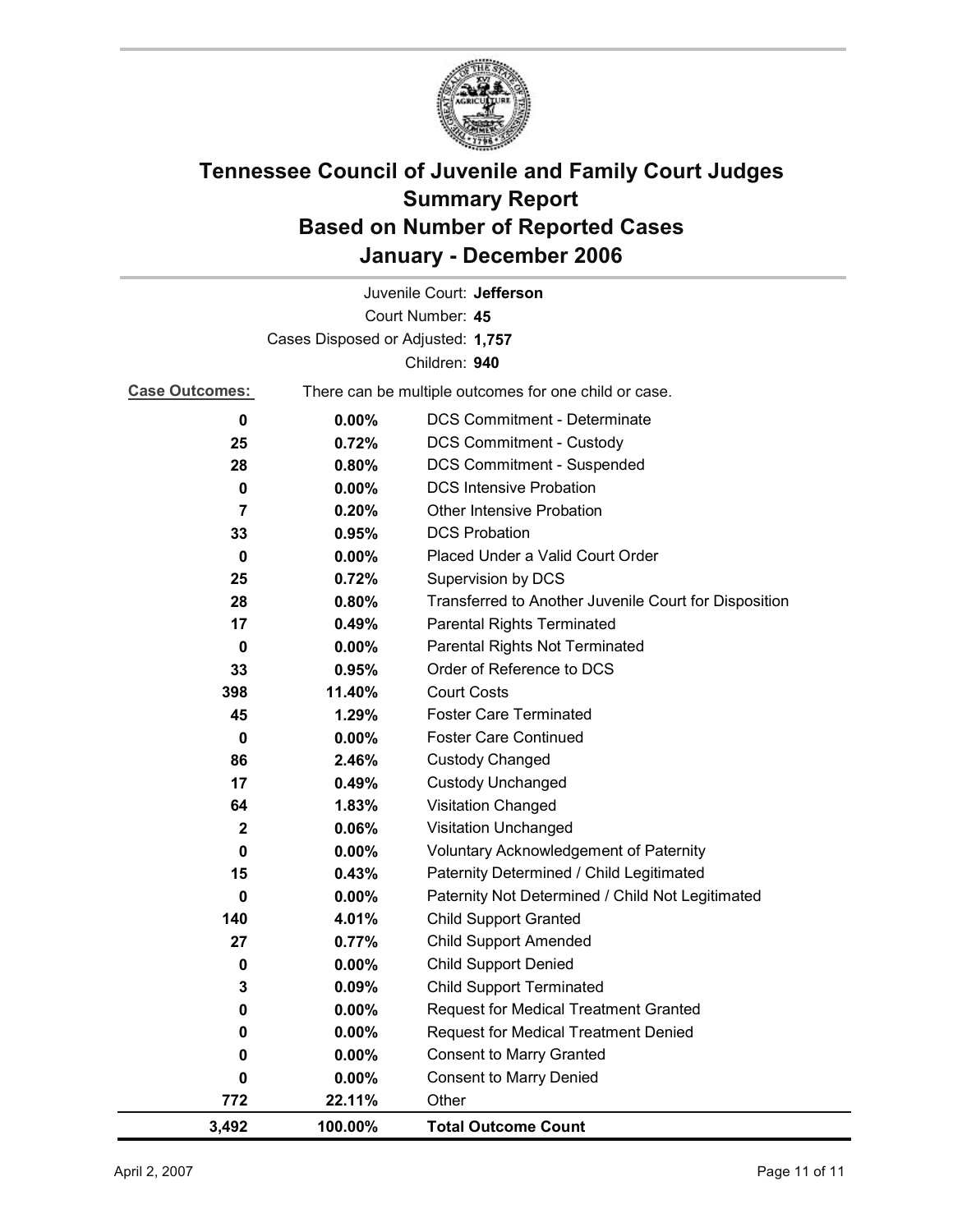# Tennessee Council of Juvenile and Family Court Judges Summary Report Based on Number of Reported Cases January - December 2006

Juvenile Court: **Jefferson**

Court Number: **45**

Cases Disposed or Adjusted: **1,757**

Children: **940**

**Case Outcomes:** There can be multiple outcomes for one child or case.

| | | |
|---|---|---|
| 0 | 0.00% | DCS Commitment - Determinate |
| 25 | 0.72% | DCS Commitment - Custody |
| 28 | 0.80% | DCS Commitment - Suspended |
| 0 | 0.00% | DCS Intensive Probation |
| 7 | 0.20% | Other Intensive Probation |
| 33 | 0.95% | DCS Probation |
| 0 | 0.00% | Placed Under a Valid Court Order |
| 25 | 0.72% | Supervision by DCS |
| 28 | 0.80% | Transferred to Another Juvenile Court for Disposition |
| 17 | 0.49% | Parental Rights Terminated |
| 0 | 0.00% | Parental Rights Not Terminated |
| 33 | 0.95% | Order of Reference to DCS |
| 398 | 11.40% | Court Costs |
| 45 | 1.29% | Foster Care Terminated |
| 0 | 0.00% | Foster Care Continued |
| 86 | 2.46% | Custody Changed |
| 17 | 0.49% | Custody Unchanged |
| 64 | 1.83% | Visitation Changed |
| 2 | 0.06% | Visitation Unchanged |
| 0 | 0.00% | Voluntary Acknowledgement of Paternity |
| 15 | 0.43% | Paternity Determined / Child Legitimated |
| 0 | 0.00% | Paternity Not Determined / Child Not Legitimated |
| 140 | 4.01% | Child Support Granted |
| 27 | 0.77% | Child Support Amended |
| 0 | 0.00% | Child Support Denied |
| 3 | 0.09% | Child Support Terminated |
| 0 | 0.00% | Request for Medical Treatment Granted |
| 0 | 0.00% | Request for Medical Treatment Denied |
| 0 | 0.00% | Consent to Marry Granted |
| 0 | 0.00% | Consent to Marry Denied |
| 772 | 22.11% | Other |
| **3,492** | **100.00%** | **Total Outcome Count** |